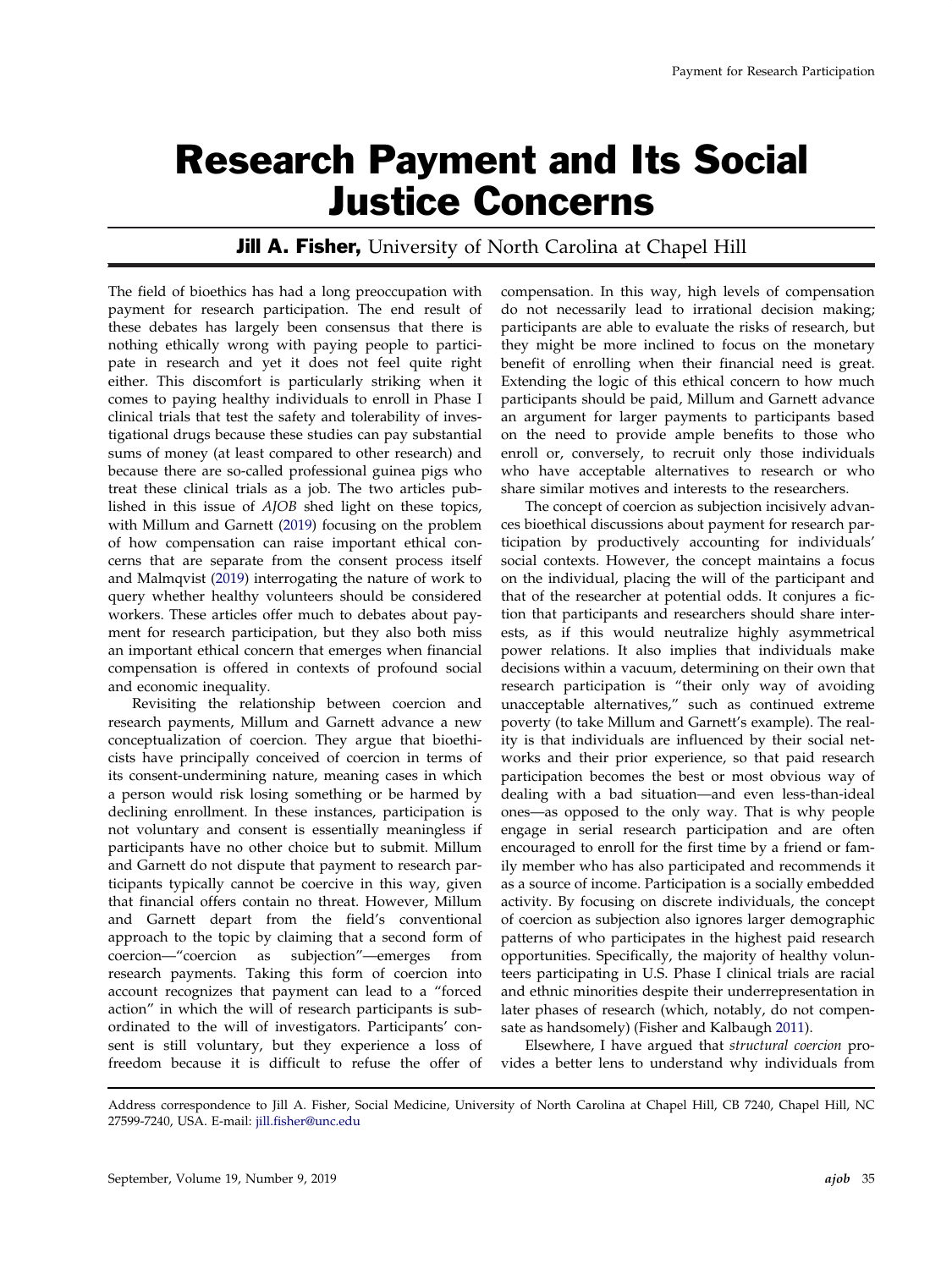# Research Payment and Its Social Justice Concerns

**Jill A. Fisher,** University of North Carolina at Chapel Hill

The field of bioethics has had a long preoccupation with payment for research participation. The end result of these debates has largely been consensus that there is nothing ethically wrong with paying people to participate in research and yet it does not feel quite right either. This discomfort is particularly striking when it comes to paying healthy individuals to enroll in Phase I clinical trials that test the safety and tolerability of investigational drugs because these studies can pay substantial sums of money (at least compared to other research) and because there are so-called professional guinea pigs who treat these clinical trials as a job. The two articles published in this issue of *AJOB* shed light on these topics, with Millum and Garnett (2019) focusing on the problem of how compensation can raise important ethical concerns that are separate from the consent process itself and Malmqvist (2019) interrogating the nature of work to query whether healthy volunteers should be considered workers. These articles offer much to debates about payment for research participation, but they also both miss an important ethical concern that emerges when financial compensation is offered in contexts of profound social and economic inequality.

Revisiting the relationship between coercion and research payments, Millum and Garnett advance a new conceptualization of coercion. They argue that bioethicists have principally conceived of coercion in terms of its consent-undermining nature, meaning cases in which a person would risk losing something or be harmed by declining enrollment. In these instances, participation is not voluntary and consent is essentially meaningless if participants have no other choice but to submit. Millum and Garnett do not dispute that payment to research participants typically cannot be coercive in this way, given that financial offers contain no threat. However, Millum and Garnett depart from the field's conventional approach to the topic by claiming that a second form of coercion—"coercion as subjection"—emerges from research payments. Taking this form of coercion into account recognizes that payment can lead to a "forced action" in which the will of research participants is subordinated to the will of investigators. Participants' consent is still voluntary, but they experience a loss of freedom because it is difficult to refuse the offer of compensation. In this way, high levels of compensation do not necessarily lead to irrational decision making; participants are able to evaluate the risks of research, but they might be more inclined to focus on the monetary benefit of enrolling when their financial need is great. Extending the logic of this ethical concern to how much participants should be paid, Millum and Garnett advance an argument for larger payments to participants based on the need to provide ample benefits to those who enroll or, conversely, to recruit only those individuals who have acceptable alternatives to research or who share similar motives and interests to the researchers.

The concept of coercion as subjection incisively advances bioethical discussions about payment for research participation by productively accounting for individuals' social contexts. However, the concept maintains a focus on the individual, placing the will of the participant and that of the researcher at potential odds. It conjures a fiction that participants and researchers should share interests, as if this would neutralize highly asymmetrical power relations. It also implies that individuals make decisions within a vacuum, determining on their own that research participation is "their only way of avoiding unacceptable alternatives," such as continued extreme poverty (to take Millum and Garnett's example). The reality is that individuals are influenced by their social networks and their prior experience, so that paid research participation becomes the best or most obvious way of dealing with a bad situation—and even less-than-ideal ones—as opposed to the only way. That is why people engage in serial research participation and are often encouraged to enroll for the first time by a friend or family member who has also participated and recommends it as a source of income. Participation is a socially embedded activity. By focusing on discrete individuals, the concept of coercion as subjection also ignores larger demographic patterns of who participates in the highest paid research opportunities. Specifically, the majority of healthy volunteers participating in U.S. Phase I clinical trials are racial and ethnic minorities despite their underrepresentation in later phases of research (which, notably, do not compensate as handsomely) (Fisher and Kalbaugh 2011).

Elsewhere, I have argued that *structural coercion* provides a better lens to understand why individuals from

Address correspondence to Jill A. Fisher, Social Medicine, University of North Carolina at Chapel Hill, CB 7240, Chapel Hill, NC 27599-7240, USA. E-mail: jill.fisher@unc.edu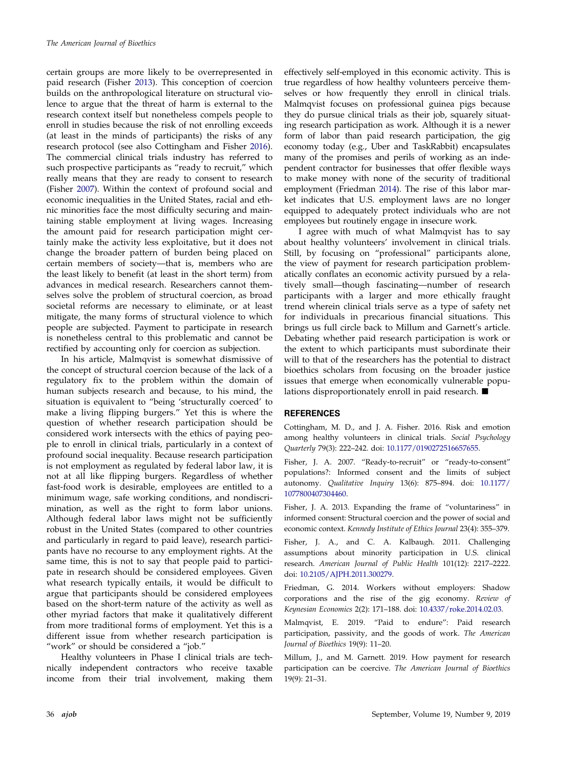certain groups are more likely to be overrepresented in paid research (Fisher 2013). This conception of coercion builds on the anthropological literature on structural violence to argue that the threat of harm is external to the research context itself but nonetheless compels people to enroll in studies because the risk of not enrolling exceeds (at least in the minds of participants) the risks of any research protocol (see also Cottingham and Fisher 2016). The commercial clinical trials industry has referred to such prospective participants as "ready to recruit," which really means that they are ready to consent to research (Fisher 2007). Within the context of profound social and economic inequalities in the United States, racial and ethnic minorities face the most difficulty securing and maintaining stable employment at living wages. Increasing the amount paid for research participation might certainly make the activity less exploitative, but it does not change the broader pattern of burden being placed on certain members of society—that is, members who are the least likely to benefit (at least in the short term) from advances in medical research. Researchers cannot themselves solve the problem of structural coercion, as broad societal reforms are necessary to eliminate, or at least mitigate, the many forms of structural violence to which people are subjected. Payment to participate in research is nonetheless central to this problematic and cannot be rectified by accounting only for coercion as subjection.

In his article, Malmqvist is somewhat dismissive of the concept of structural coercion because of the lack of a regulatory fix to the problem within the domain of human subjects research and because, to his mind, the situation is equivalent to "being 'structurally coerced' to make a living flipping burgers." Yet this is where the question of whether research participation should be considered work intersects with the ethics of paying people to enroll in clinical trials, particularly in a context of profound social inequality. Because research participation is not employment as regulated by federal labor law, it is not at all like flipping burgers. Regardless of whether fast-food work is desirable, employees are entitled to a minimum wage, safe working conditions, and nondiscrimination, as well as the right to form labor unions. Although federal labor laws might not be sufficiently robust in the United States (compared to other countries and particularly in regard to paid leave), research participants have no recourse to any employment rights. At the same time, this is not to say that people paid to participate in research should be considered employees. Given what research typically entails, it would be difficult to argue that participants should be considered employees based on the short-term nature of the activity as well as other myriad factors that make it qualitatively different from more traditional forms of employment. Yet this is a different issue from whether research participation is "work" or should be considered a "job."

Healthy volunteers in Phase I clinical trials are technically independent contractors who receive taxable income from their trial involvement, making them effectively self-employed in this economic activity. This is true regardless of how healthy volunteers perceive themselves or how frequently they enroll in clinical trials. Malmqvist focuses on professional guinea pigs because they do pursue clinical trials as their job, squarely situating research participation as work. Although it is a newer form of labor than paid research participation, the gig economy today (e.g., Uber and TaskRabbit) encapsulates many of the promises and perils of working as an independent contractor for businesses that offer flexible ways to make money with none of the security of traditional employment (Friedman 2014). The rise of this labor market indicates that U.S. employment laws are no longer equipped to adequately protect individuals who are not employees but routinely engage in insecure work.

I agree with much of what Malmqvist has to say about healthy volunteers' involvement in clinical trials. Still, by focusing on "professional" participants alone, the view of payment for research participation problematically conflates an economic activity pursued by a relatively small—though fascinating—number of research participants with a larger and more ethically fraught trend wherein clinical trials serve as a type of safety net for individuals in precarious financial situations. This brings us full circle back to Millum and Garnett's article. Debating whether paid research participation is work or the extent to which participants must subordinate their will to that of the researchers has the potential to distract bioethics scholars from focusing on the broader justice issues that emerge when economically vulnerable populations disproportionately enroll in paid research. ■

## REFERENCES

Cottingham, M. D., and J. A. Fisher. 2016. Risk and emotion among healthy volunteers in clinical trials. *Social Psychology Quarterly* 79(3): 222–242. doi: 10.1177/0190272516657655.

Fisher, J. A. 2007. "Ready-to-recruit" or "ready-to-consent" populations?: Informed consent and the limits of subject autonomy. *Qualitative Inquiry* 13(6): 875–894. doi: 10.1177/1077800407304460.

Fisher, J. A. 2013. Expanding the frame of "voluntariness" in informed consent: Structural coercion and the power of social and economic context. *Kennedy Institute of Ethics Journal* 23(4): 355–379.

Fisher, J. A., and C. A. Kalbaugh. 2011. Challenging assumptions about minority participation in U.S. clinical research. *American Journal of Public Health* 101(12): 2217–2222. doi: 10.2105/AJPH.2011.300279.

Friedman, G. 2014. Workers without employers: Shadow corporations and the rise of the gig economy. *Review of Keynesian Economics* 2(2): 171–188. doi: 10.4337/roke.2014.02.03.

Malmqvist, E. 2019. "Paid to endure": Paid research participation, passivity, and the goods of work. *The American Journal of Bioethics* 19(9): 11–20.

Millum, J., and M. Garnett. 2019. How payment for research participation can be coercive. *The American Journal of Bioethics* 19(9): 21–31.